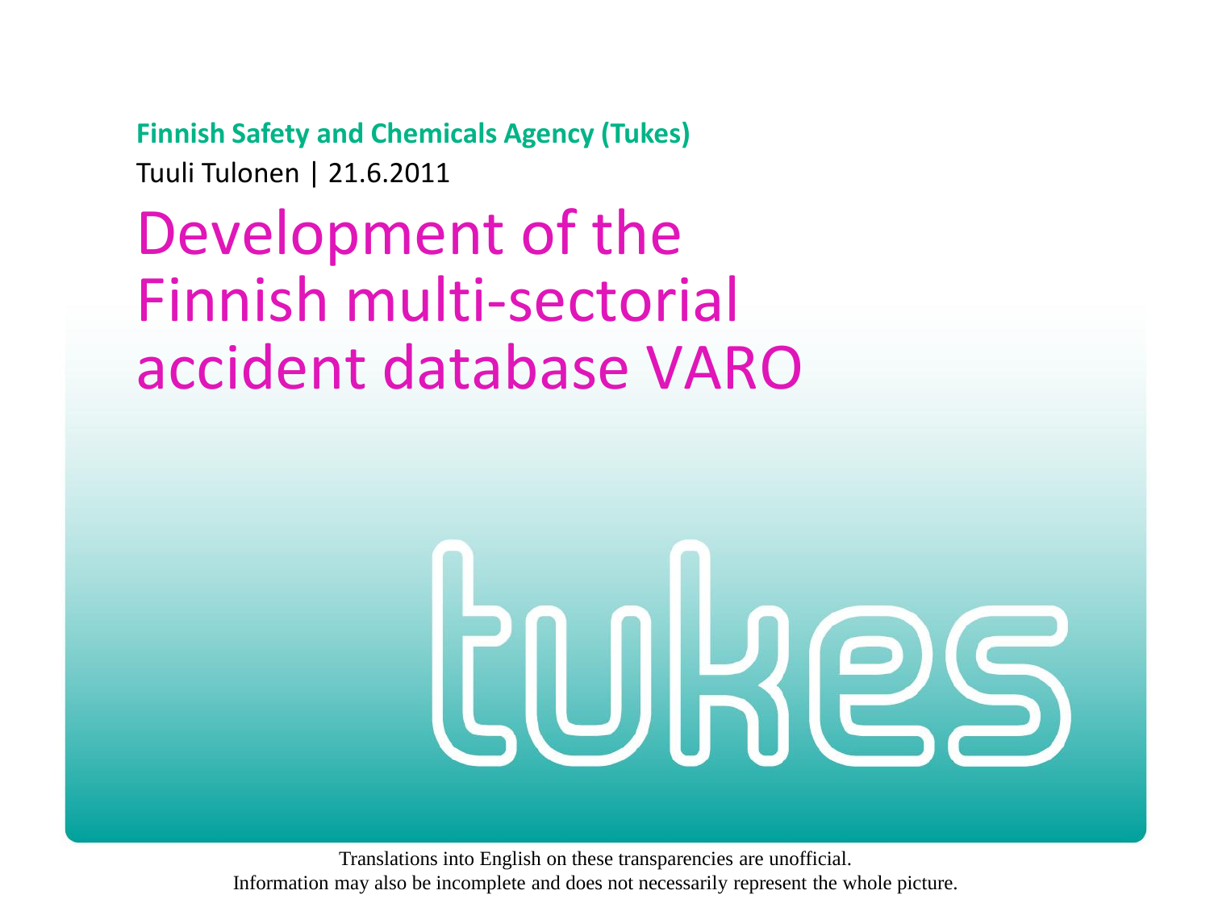**Finnish Safety and Chemicals Agency (Tukes)**

Tuuli Tulonen | 21.6.2011

# Development of the Finnish multi-sectorial accident database VARO

Translations into English on these transparencies are unofficial.
Information may also be incomplete and does not necessarily represent the whole picture.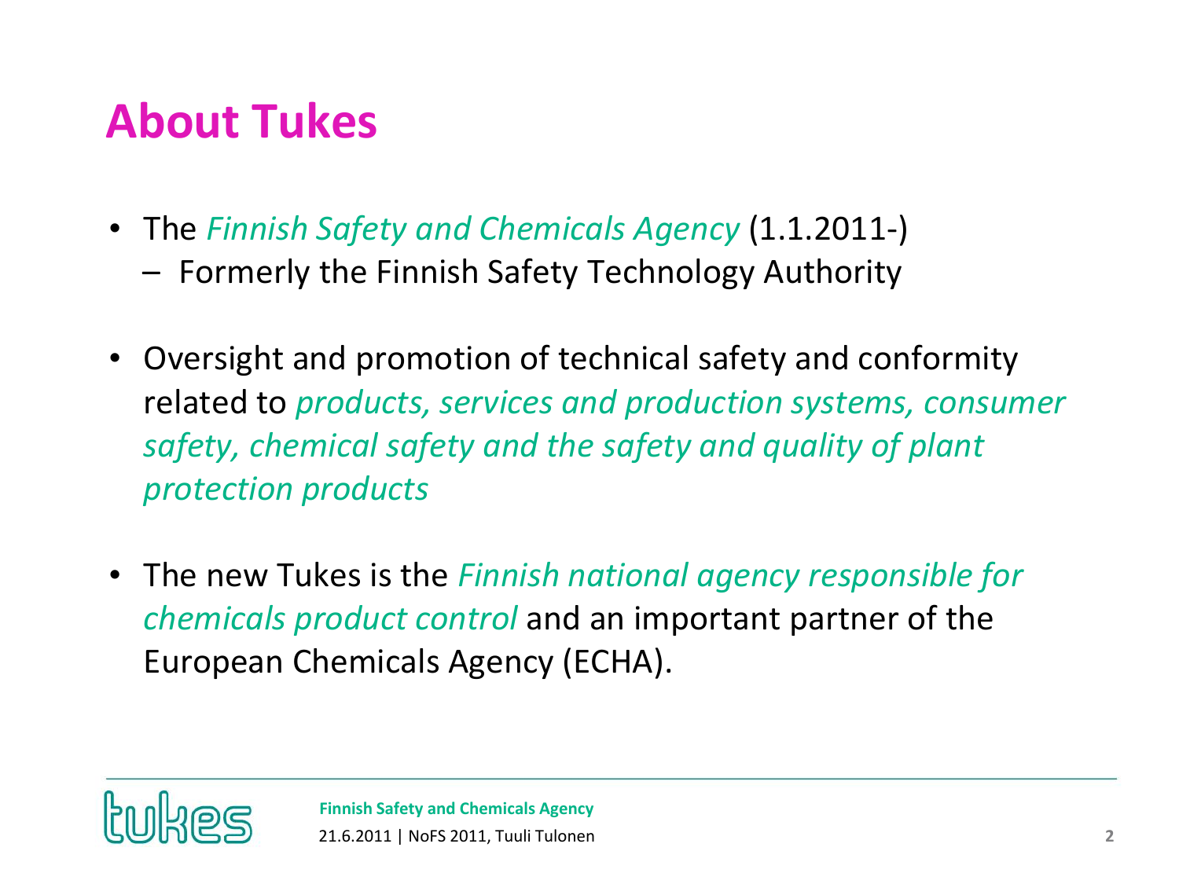# About Tukes

- The *Finnish Safety and Chemicals Agency* (1.1.2011-)
  - Formerly the Finnish Safety Technology Authority

- Oversight and promotion of technical safety and conformity related to *products, services and production systems, consumer safety, chemical safety and the safety and quality of plant protection products*

- The new Tukes is the *Finnish national agency responsible for chemicals product control* and an important partner of the European Chemicals Agency (ECHA).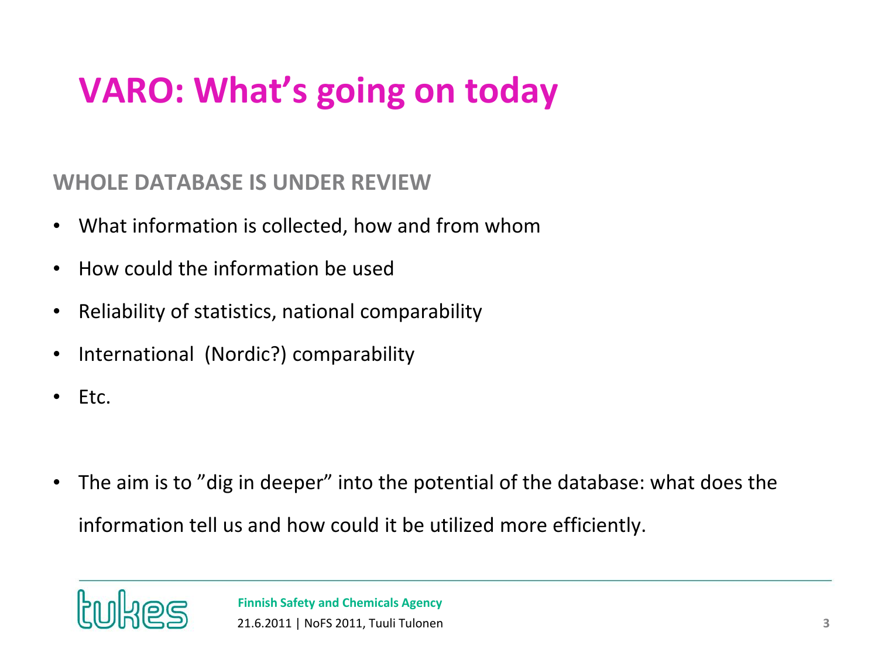# VARO: What's going on today

**WHOLE DATABASE IS UNDER REVIEW**

- What information is collected, how and from whom
- How could the information be used
- Reliability of statistics, national comparability
- International (Nordic?) comparability
- Etc.

- The aim is to ”dig in deeper” into the potential of the database: what does the information tell us and how could it be utilized more efficiently.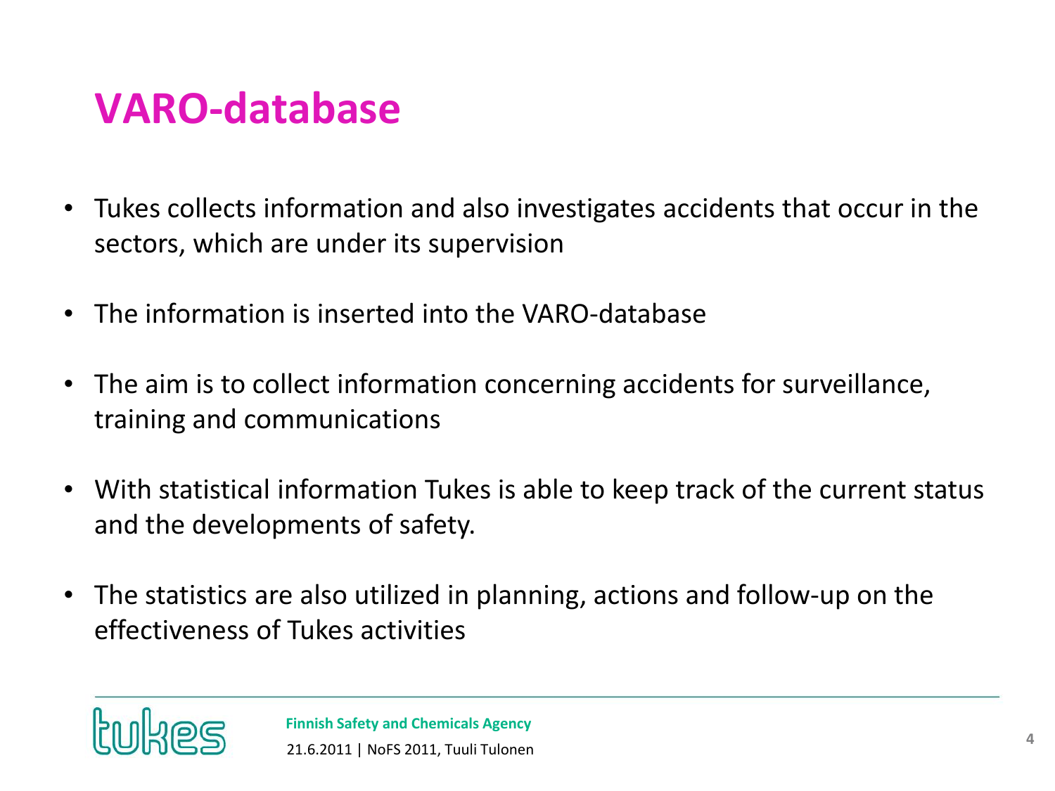# VARO-database

- Tukes collects information and also investigates accidents that occur in the sectors, which are under its supervision
- The information is inserted into the VARO-database
- The aim is to collect information concerning accidents for surveillance, training and communications
- With statistical information Tukes is able to keep track of the current status and the developments of safety.
- The statistics are also utilized in planning, actions and follow-up on the effectiveness of Tukes activities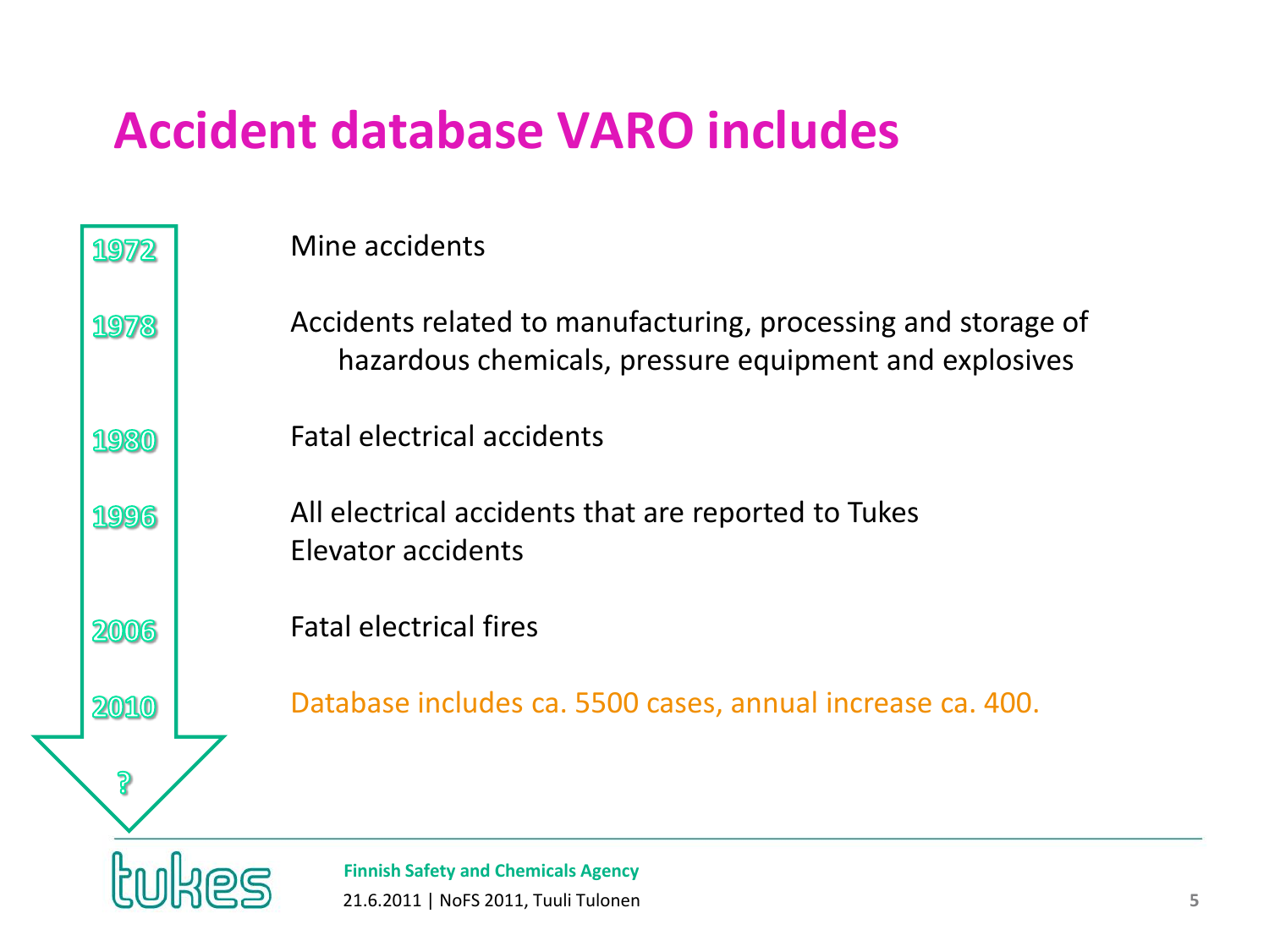# Accident database VARO includes

- **1972** Mine accidents
- **1978** Accidents related to manufacturing, processing and storage of hazardous chemicals, pressure equipment and explosives
- **1980** Fatal electrical accidents
- **1996** All electrical accidents that are reported to Tukes  
  Elevator accidents
- **2006** Fatal electrical fires
- **2010** Database includes ca. 5500 cases, annual increase ca. 400.
- **?**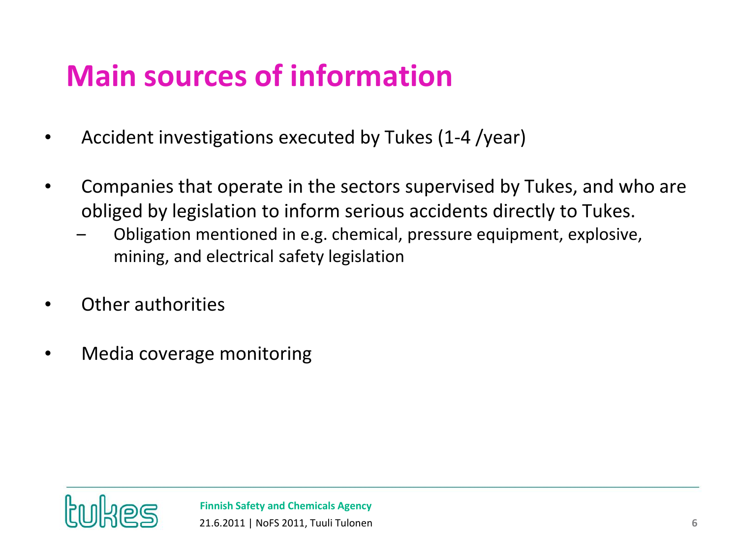# Main sources of information

- Accident investigations executed by Tukes (1-4 /year)
- Companies that operate in the sectors supervised by Tukes, and who are obliged by legislation to inform serious accidents directly to Tukes.
  - Obligation mentioned in e.g. chemical, pressure equipment, explosive, mining, and electrical safety legislation
- Other authorities
- Media coverage monitoring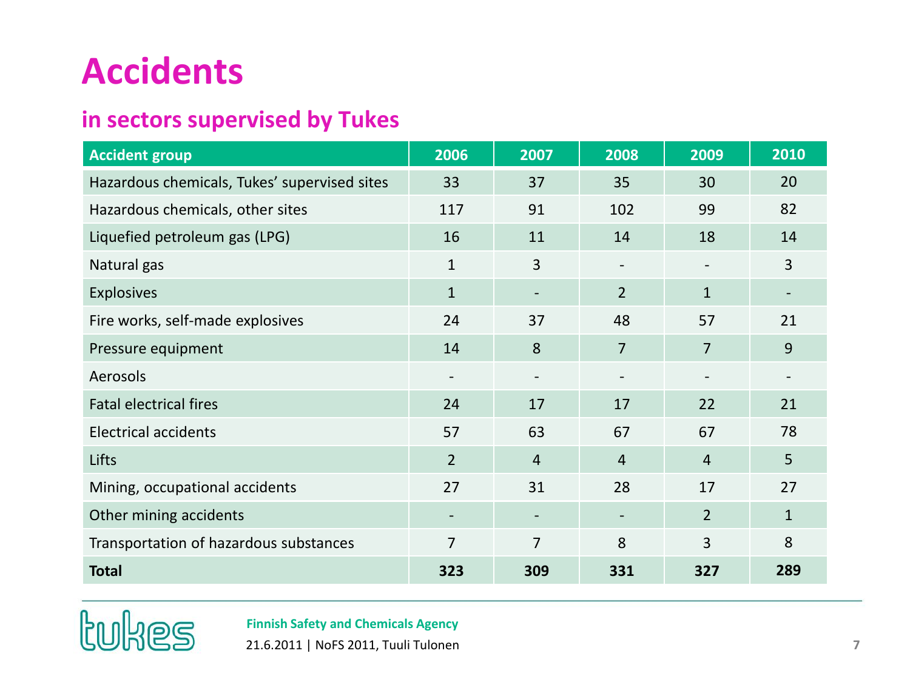# Accidents

## in sectors supervised by Tukes

| Accident group | 2006 | 2007 | 2008 | 2009 | 2010 |
|---|---|---|---|---|---|
| Hazardous chemicals, Tukes' supervised sites | 33 | 37 | 35 | 30 | 20 |
| Hazardous chemicals, other sites | 117 | 91 | 102 | 99 | 82 |
| Liquefied petroleum gas (LPG) | 16 | 11 | 14 | 18 | 14 |
| Natural gas | 1 | 3 | - | - | 3 |
| Explosives | 1 | - | 2 | 1 | - |
| Fire works, self-made explosives | 24 | 37 | 48 | 57 | 21 |
| Pressure equipment | 14 | 8 | 7 | 7 | 9 |
| Aerosols | - | - | - | - | - |
| Fatal electrical fires | 24 | 17 | 17 | 22 | 21 |
| Electrical accidents | 57 | 63 | 67 | 67 | 78 |
| Lifts | 2 | 4 | 4 | 4 | 5 |
| Mining, occupational accidents | 27 | 31 | 28 | 17 | 27 |
| Other mining accidents | - | - | - | 2 | 1 |
| Transportation of hazardous substances | 7 | 7 | 8 | 3 | 8 |
| **Total** | **323** | **309** | **331** | **327** | **289** |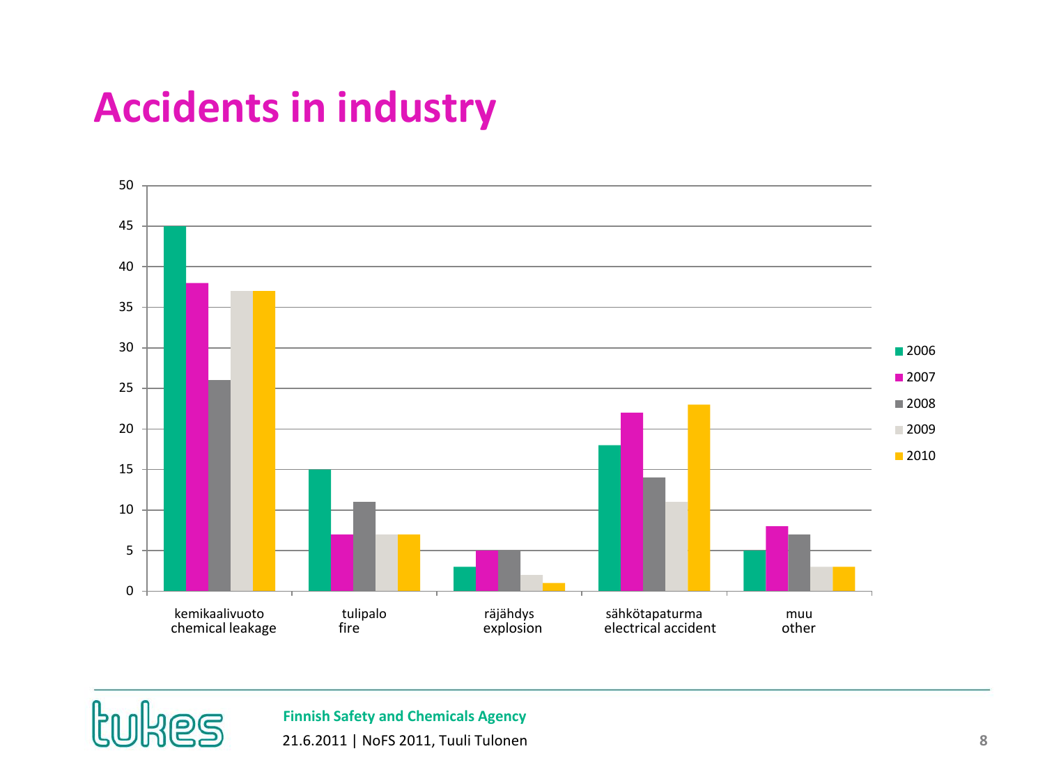# Accidents in industry

| | 2006 | 2007 | 2008 | 2009 | 2010 |
|---|---|---|---|---|---|
| kemikaalivuoto chemical leakage | 45 | 38 | 26 | 37 | 37 |
| tulipalo fire | 15 | 7 | 11 | 7 | 7 |
| räjähdys explosion | 3 | 5 | 5 | 2 | 1 |
| sähkötapaturma electrical accident | 18 | 22 | 14 | 11 | 23 |
| muu other | 5 | 8 | 7 | 3 | 3 |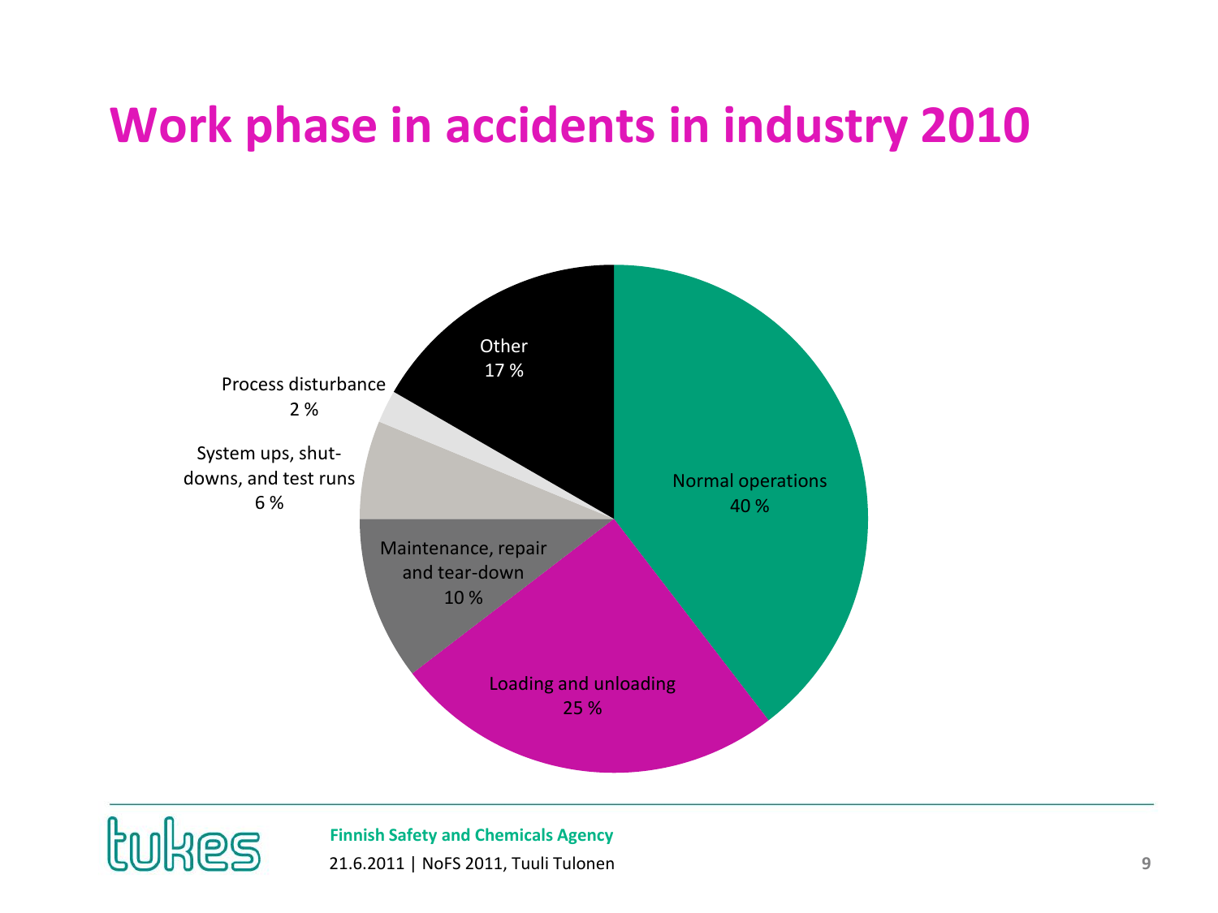# Work phase in accidents in industry 2010

| Work phase | Share |
|---|---|
| Normal operations | 40 % |
| Loading and unloading | 25 % |
| Maintenance, repair and tear-down | 10 % |
| System ups, shut-downs, and test runs | 6 % |
| Process disturbance | 2 % |
| Other | 17 % |

**Finnish Safety and Chemicals Agency**

21.6.2011 | NoFS 2011, Tuuli Tulonen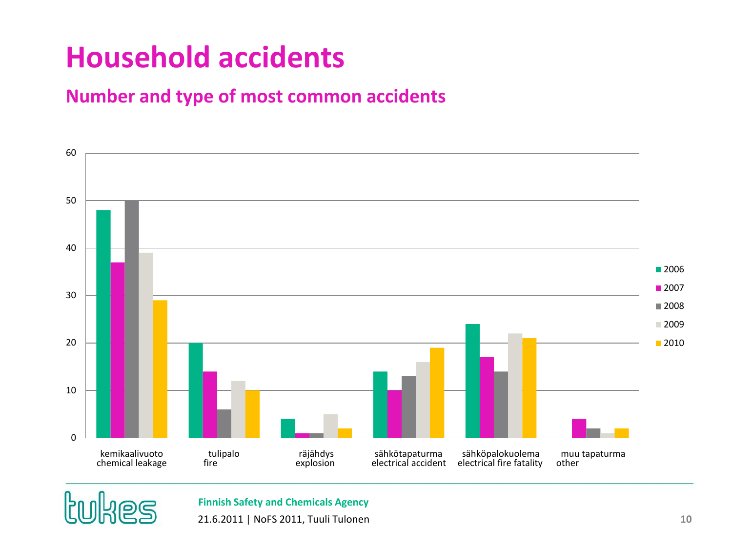# Household accidents

## Number and type of most common accidents

| | 2006 | 2007 | 2008 | 2009 | 2010 |
|---|---|---|---|---|---|
| kemikaalivuoto chemical leakage | 48 | 37 | 50 | 39 | 29 |
| tulipalo fire | 20 | 14 | 6 | 12 | 10 |
| räjähdys explosion | 4 | 1 | 1 | 5 | 2 |
| sähkötapaturma electrical accident | 14 | 10 | 13 | 16 | 19 |
| sähköpalokuolema electrical fire fatality | 24 | 17 | 14 | 22 | 21 |
| muu tapaturma other | 0 | 4 | 2 | 1 | 2 |

**Finnish Safety and Chemicals Agency**

21.6.2011 | NoFS 2011, Tuuli Tulonen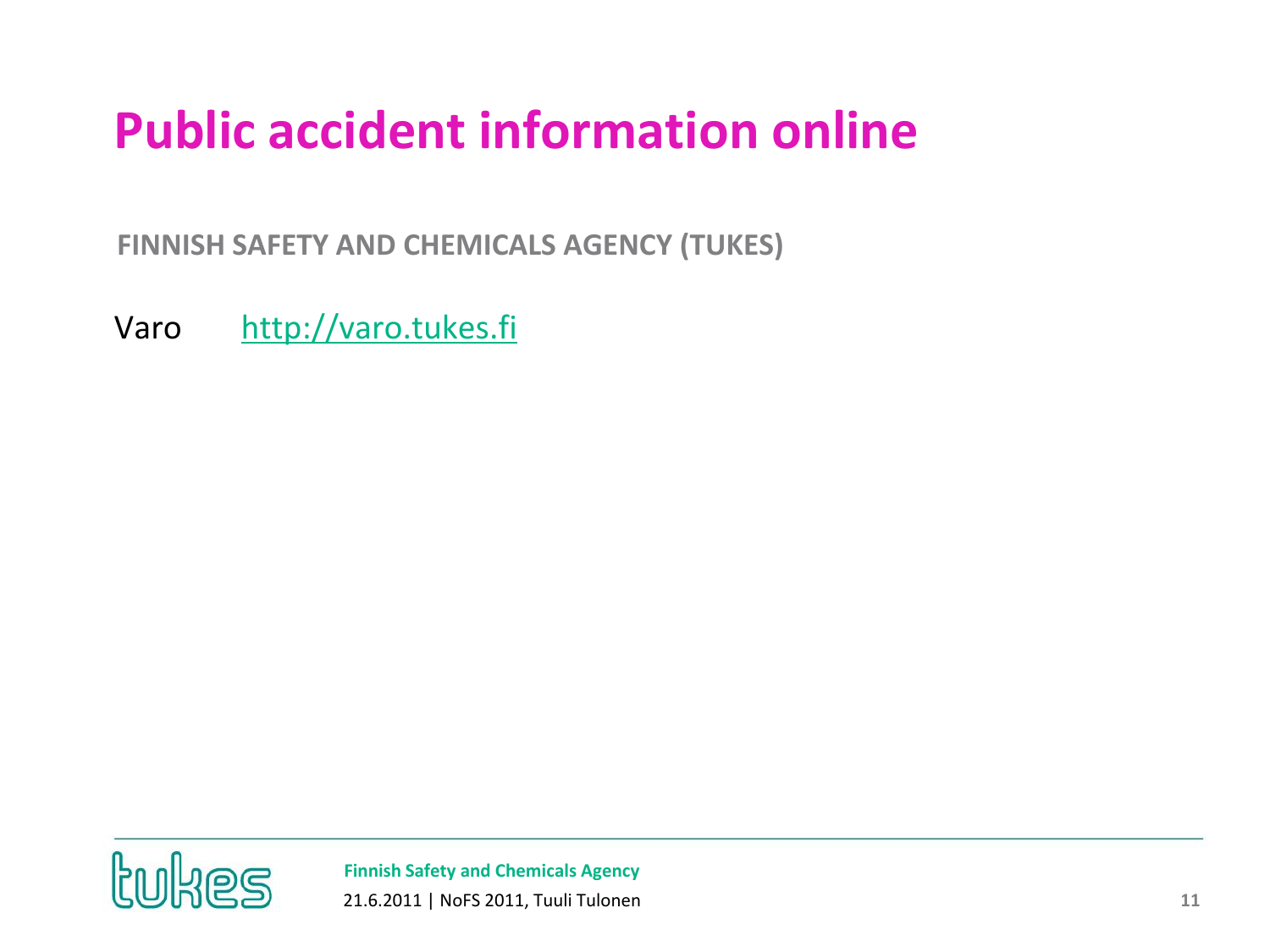# Public accident information online

**FINNISH SAFETY AND CHEMICALS AGENCY (TUKES)**

Varo http://varo.tukes.fi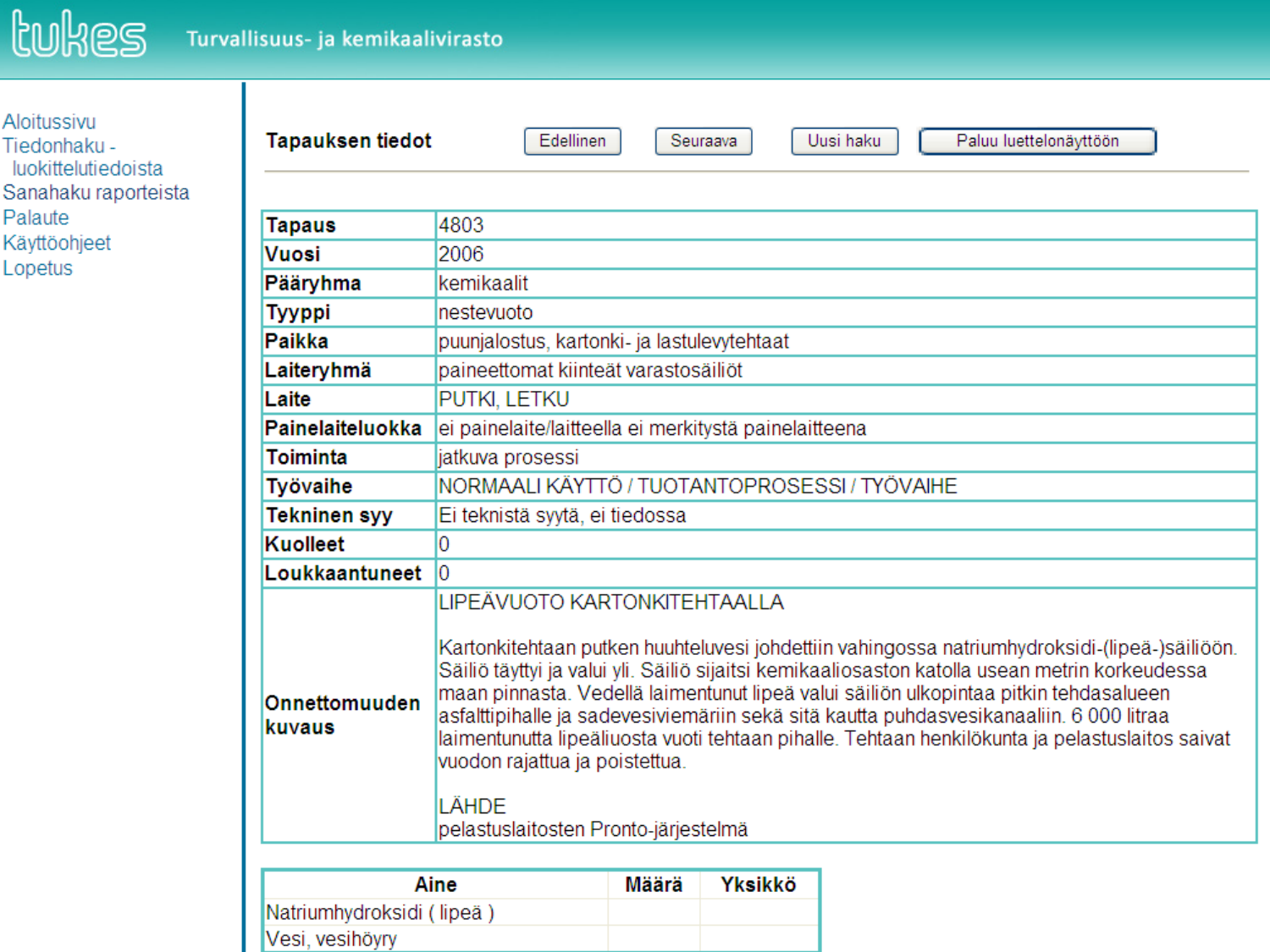tukes Turvallisuus- ja kemikaalivirasto

Aloitussivu
Tiedonhaku - luokittelutiedoista
Sanahaku raporteista
Palaute
Käyttöohjeet
Lopetus

**Tapauksen tiedot** Edellinen Seuraava Uusi haku Paluu luettelonäyttöön

| | |
|---|---|
| **Tapaus** | 4803 |
| **Vuosi** | 2006 |
| **Pääryhmä** | kemikaalit |
| **Tyyppi** | nestevuoto |
| **Paikka** | puunjalostus, kartonki- ja lastulevytehtaat |
| **Laiteryhmä** | paineettomat kiinteät varastosäiliöt |
| **Laite** | PUTKI, LETKU |
| **Painelaiteluokka** | ei painelaite/laitteella ei merkitystä painelaitteena |
| **Toiminta** | jatkuva prosessi |
| **Työvaihe** | NORMAALI KÄYTTÖ / TUOTANTOPROSESSI / TYÖVAIHE |
| **Tekninen syy** | Ei teknistä syytä, ei tiedossa |
| **Kuolleet** | 0 |
| **Loukkaantuneet** | 0 |
| **Onnettomuuden kuvaus** | LIPEÄVUOTO KARTONKITEHTAALLA<br><br>Kartonkitehtaan putken huuhteluvesi johdettiin vahingossa natriumhydroksidi-(lipeä-)säiliöön. Säiliö täyttyi ja valui yli. Säiliö sijaitsi kemikaaliosaston katolla usean metrin korkeudessa maan pinnasta. Vedellä laimentunut lipeä valui säiliön ulkopintaa pitkin tehdasalueen asfalttipihalle ja sadevesiviemäriin sekä sitä kautta puhdasvesikanaaliin. 6 000 litraa laimentunutta lipeäliuosta vuoti tehtaan pihalle. Tehtaan henkilökunta ja pelastuslaitos saivat vuodon rajattua ja poistettua.<br><br>LÄHDE<br>pelastuslaitosten Pronto-järjestelmä |

| Aine | Määrä | Yksikkö |
|---|---|---|
| Natriumhydroksidi ( lipeä ) | | |
| Vesi, vesihöyry | | |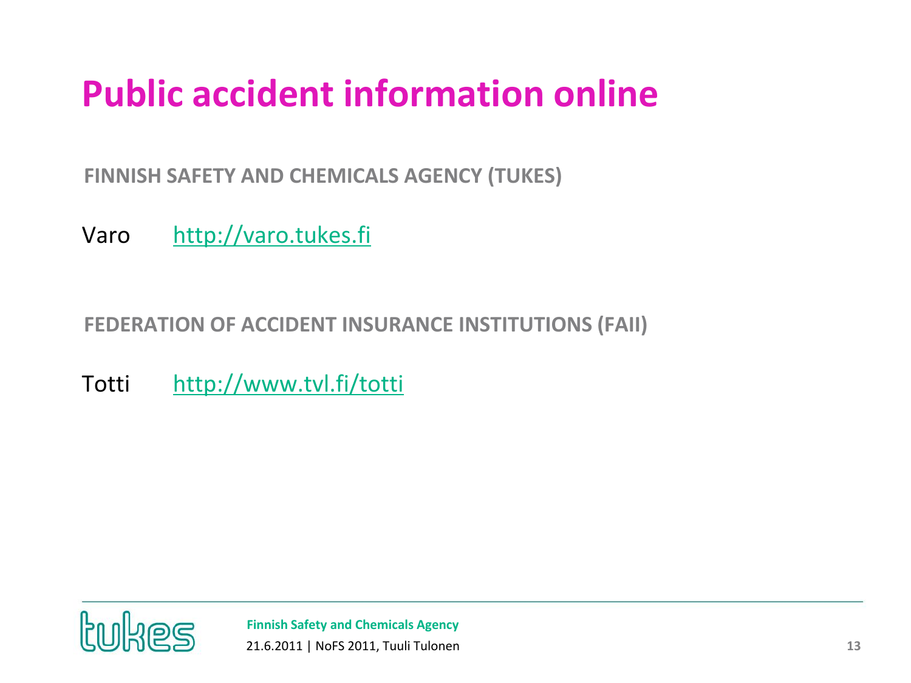# Public accident information online

**FINNISH SAFETY AND CHEMICALS AGENCY (TUKES)**

Varo http://varo.tukes.fi

**FEDERATION OF ACCIDENT INSURANCE INSTITUTIONS (FAII)**

Totti http://www.tvl.fi/totti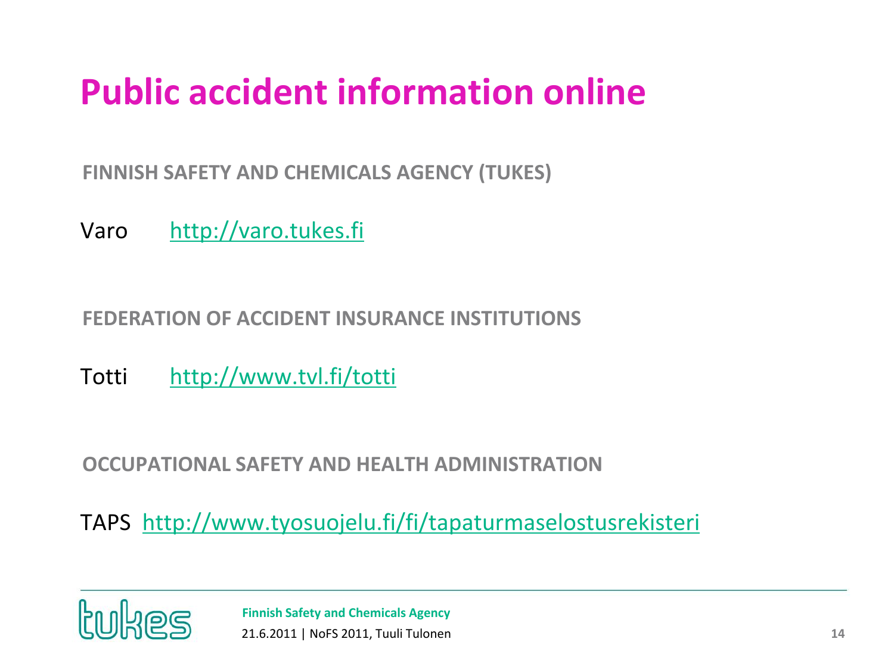# Public accident information online

**FINNISH SAFETY AND CHEMICALS AGENCY (TUKES)**

Varo http://varo.tukes.fi

**FEDERATION OF ACCIDENT INSURANCE INSTITUTIONS**

Totti http://www.tvl.fi/totti

**OCCUPATIONAL SAFETY AND HEALTH ADMINISTRATION**

TAPS http://www.tyosuojelu.fi/fi/tapaturmaselostusrekisteri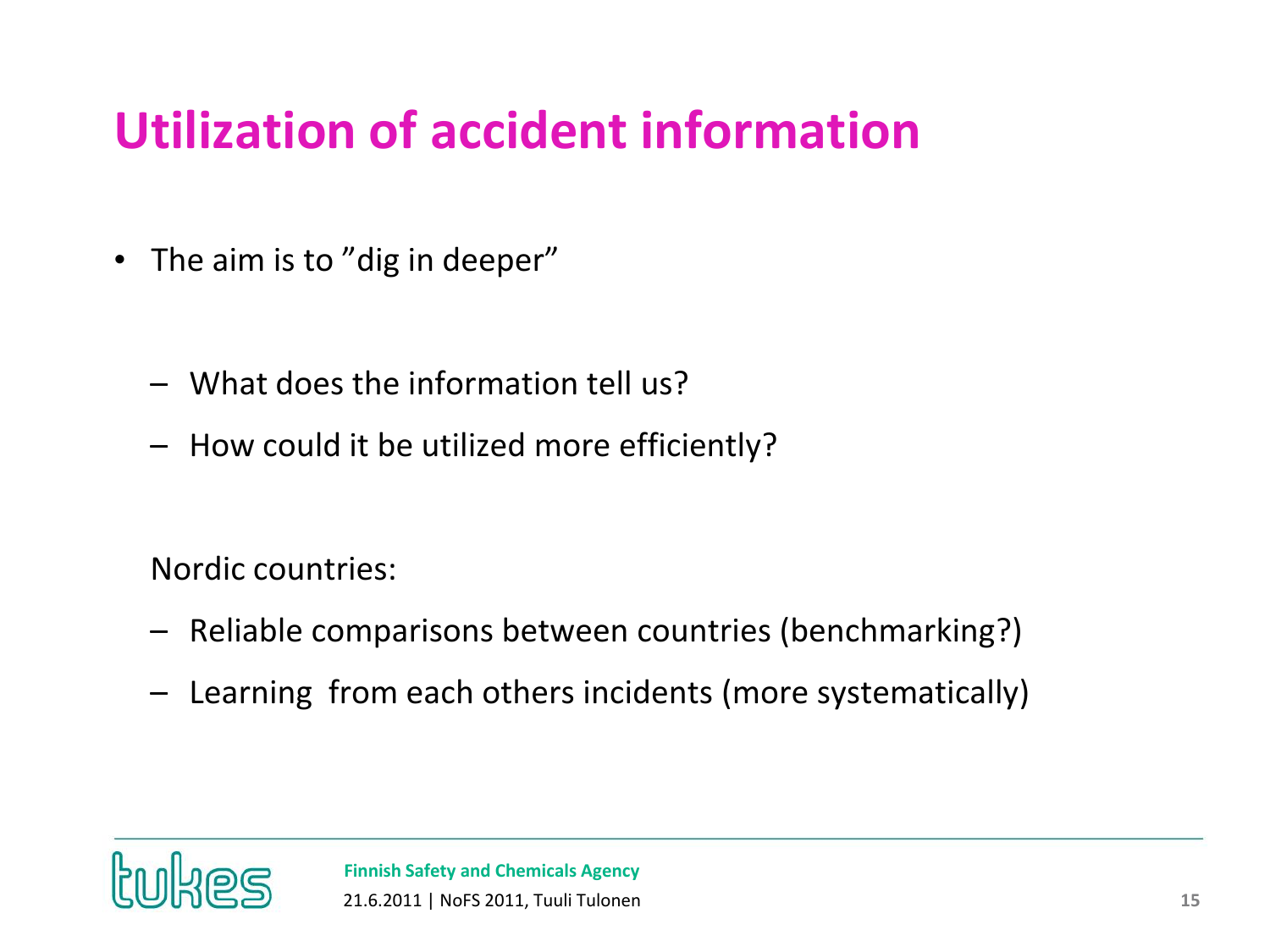# Utilization of accident information

- The aim is to ”dig in deeper”
  - What does the information tell us?
  - How could it be utilized more efficiently?

  Nordic countries:
  - Reliable comparisons between countries (benchmarking?)
  - Learning from each others incidents (more systematically)